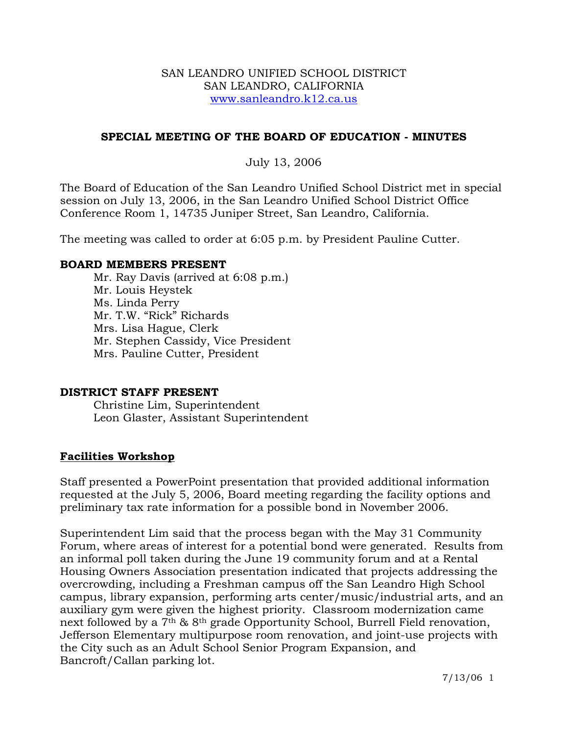SAN LEANDRO UNIFIED SCHOOL DISTRICT
SAN LEANDRO, CALIFORNIA
www.sanleandro.k12.ca.us

## SPECIAL MEETING OF THE BOARD OF EDUCATION - MINUTES

July 13, 2006

The Board of Education of the San Leandro Unified School District met in special session on July 13, 2006, in the San Leandro Unified School District Office Conference Room 1, 14735 Juniper Street, San Leandro, California.

The meeting was called to order at 6:05 p.m. by President Pauline Cutter.

**BOARD MEMBERS PRESENT**

Mr. Ray Davis (arrived at 6:08 p.m.)
Mr. Louis Heystek
Ms. Linda Perry
Mr. T.W. "Rick" Richards
Mrs. Lisa Hague, Clerk
Mr. Stephen Cassidy, Vice President
Mrs. Pauline Cutter, President

**DISTRICT STAFF PRESENT**

Christine Lim, Superintendent
Leon Glaster, Assistant Superintendent

**Facilities Workshop**

Staff presented a PowerPoint presentation that provided additional information requested at the July 5, 2006, Board meeting regarding the facility options and preliminary tax rate information for a possible bond in November 2006.

Superintendent Lim said that the process began with the May 31 Community Forum, where areas of interest for a potential bond were generated. Results from an informal poll taken during the June 19 community forum and at a Rental Housing Owners Association presentation indicated that projects addressing the overcrowding, including a Freshman campus off the San Leandro High School campus, library expansion, performing arts center/music/industrial arts, and an auxiliary gym were given the highest priority. Classroom modernization came next followed by a 7th & 8th grade Opportunity School, Burrell Field renovation, Jefferson Elementary multipurpose room renovation, and joint-use projects with the City such as an Adult School Senior Program Expansion, and Bancroft/Callan parking lot.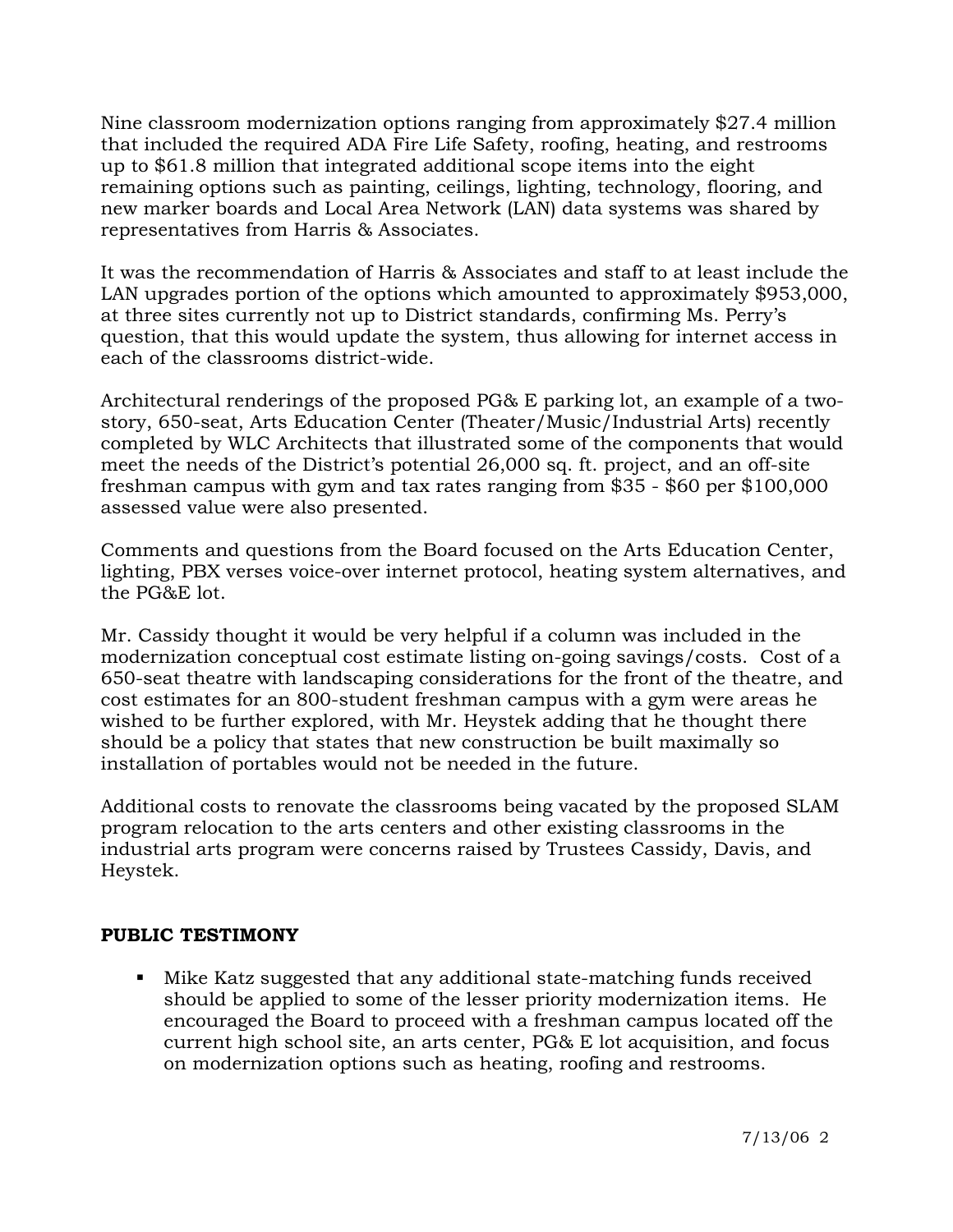Nine classroom modernization options ranging from approximately $27.4 million that included the required ADA Fire Life Safety, roofing, heating, and restrooms up to $61.8 million that integrated additional scope items into the eight remaining options such as painting, ceilings, lighting, technology, flooring, and new marker boards and Local Area Network (LAN) data systems was shared by representatives from Harris & Associates.

It was the recommendation of Harris & Associates and staff to at least include the LAN upgrades portion of the options which amounted to approximately $953,000, at three sites currently not up to District standards, confirming Ms. Perry's question, that this would update the system, thus allowing for internet access in each of the classrooms district-wide.

Architectural renderings of the proposed PG& E parking lot, an example of a two-story, 650-seat, Arts Education Center (Theater/Music/Industrial Arts) recently completed by WLC Architects that illustrated some of the components that would meet the needs of the District's potential 26,000 sq. ft. project, and an off-site freshman campus with gym and tax rates ranging from $35 - $60 per $100,000 assessed value were also presented.

Comments and questions from the Board focused on the Arts Education Center, lighting, PBX verses voice-over internet protocol, heating system alternatives, and the PG&E lot.

Mr. Cassidy thought it would be very helpful if a column was included in the modernization conceptual cost estimate listing on-going savings/costs. Cost of a 650-seat theatre with landscaping considerations for the front of the theatre, and cost estimates for an 800-student freshman campus with a gym were areas he wished to be further explored, with Mr. Heystek adding that he thought there should be a policy that states that new construction be built maximally so installation of portables would not be needed in the future.

Additional costs to renovate the classrooms being vacated by the proposed SLAM program relocation to the arts centers and other existing classrooms in the industrial arts program were concerns raised by Trustees Cassidy, Davis, and Heystek.

**PUBLIC TESTIMONY**

- Mike Katz suggested that any additional state-matching funds received should be applied to some of the lesser priority modernization items. He encouraged the Board to proceed with a freshman campus located off the current high school site, an arts center, PG& E lot acquisition, and focus on modernization options such as heating, roofing and restrooms.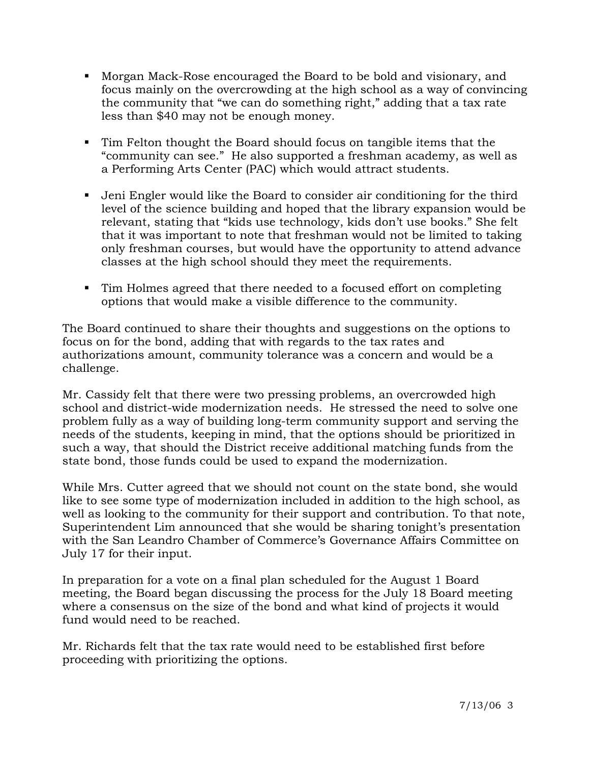- Morgan Mack-Rose encouraged the Board to be bold and visionary, and focus mainly on the overcrowding at the high school as a way of convincing the community that "we can do something right," adding that a tax rate less than $40 may not be enough money.

- Tim Felton thought the Board should focus on tangible items that the "community can see." He also supported a freshman academy, as well as a Performing Arts Center (PAC) which would attract students.

- Jeni Engler would like the Board to consider air conditioning for the third level of the science building and hoped that the library expansion would be relevant, stating that "kids use technology, kids don't use books." She felt that it was important to note that freshman would not be limited to taking only freshman courses, but would have the opportunity to attend advance classes at the high school should they meet the requirements.

- Tim Holmes agreed that there needed to a focused effort on completing options that would make a visible difference to the community.

The Board continued to share their thoughts and suggestions on the options to focus on for the bond, adding that with regards to the tax rates and authorizations amount, community tolerance was a concern and would be a challenge.

Mr. Cassidy felt that there were two pressing problems, an overcrowded high school and district-wide modernization needs. He stressed the need to solve one problem fully as a way of building long-term community support and serving the needs of the students, keeping in mind, that the options should be prioritized in such a way, that should the District receive additional matching funds from the state bond, those funds could be used to expand the modernization.

While Mrs. Cutter agreed that we should not count on the state bond, she would like to see some type of modernization included in addition to the high school, as well as looking to the community for their support and contribution. To that note, Superintendent Lim announced that she would be sharing tonight's presentation with the San Leandro Chamber of Commerce's Governance Affairs Committee on July 17 for their input.

In preparation for a vote on a final plan scheduled for the August 1 Board meeting, the Board began discussing the process for the July 18 Board meeting where a consensus on the size of the bond and what kind of projects it would fund would need to be reached.

Mr. Richards felt that the tax rate would need to be established first before proceeding with prioritizing the options.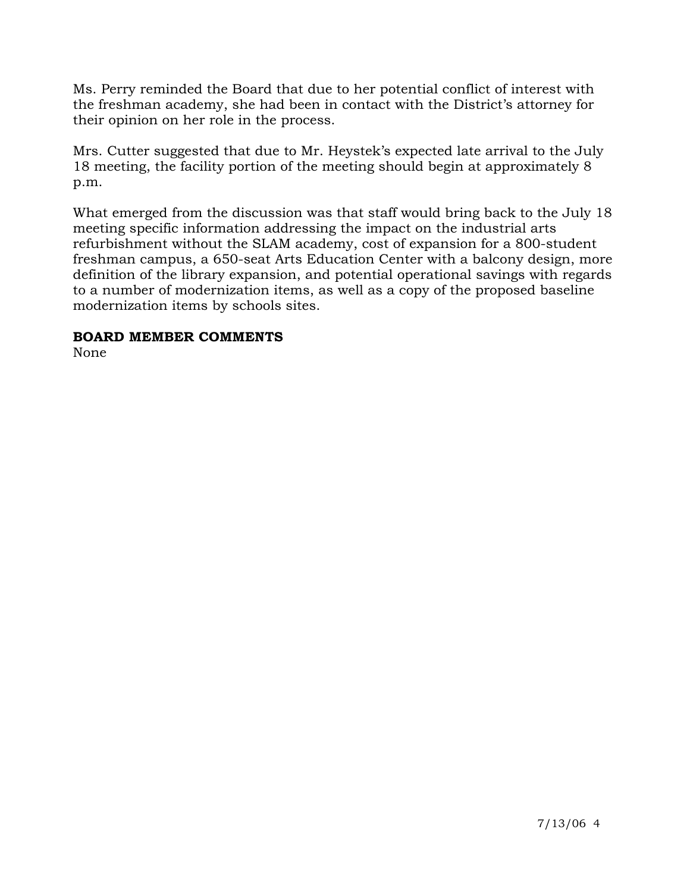Ms. Perry reminded the Board that due to her potential conflict of interest with the freshman academy, she had been in contact with the District's attorney for their opinion on her role in the process.

Mrs. Cutter suggested that due to Mr. Heystek's expected late arrival to the July 18 meeting, the facility portion of the meeting should begin at approximately 8 p.m.

What emerged from the discussion was that staff would bring back to the July 18 meeting specific information addressing the impact on the industrial arts refurbishment without the SLAM academy, cost of expansion for a 800-student freshman campus, a 650-seat Arts Education Center with a balcony design, more definition of the library expansion, and potential operational savings with regards to a number of modernization items, as well as a copy of the proposed baseline modernization items by schools sites.

**BOARD MEMBER COMMENTS**

None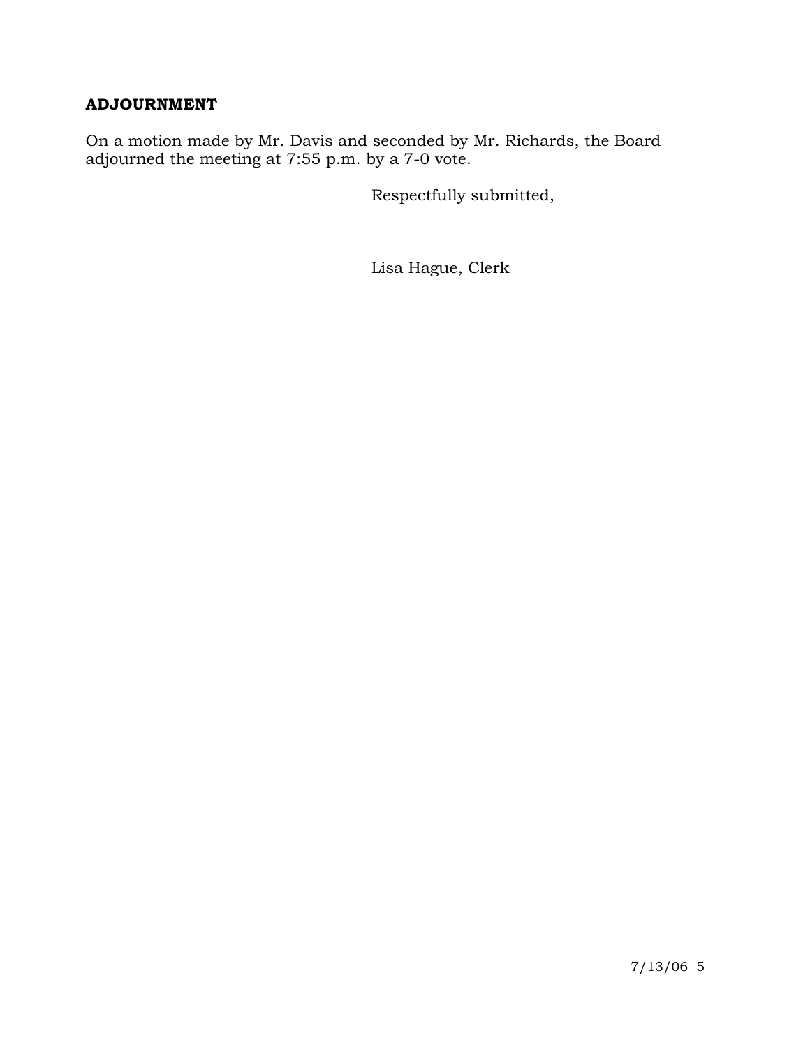**ADJOURNMENT**

On a motion made by Mr. Davis and seconded by Mr. Richards, the Board adjourned the meeting at 7:55 p.m. by a 7-0 vote.

Respectfully submitted,

Lisa Hague, Clerk